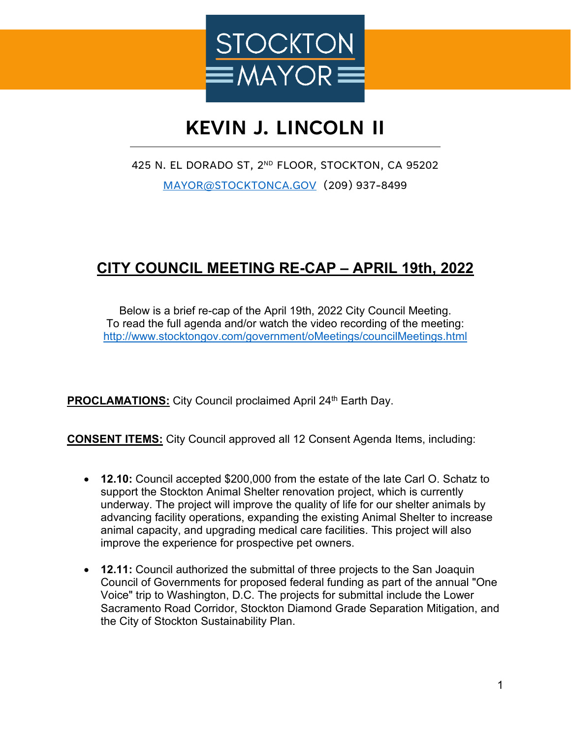STOCKTON MAYOR

# KEVIN J. LINCOLN II

425 N. EL DORADO ST, 2ND FLOOR, STOCKTON, CA 95202

[MAYOR@STOCKTONCA.GOV](mailto:MAYOR@STOCKTONCA.GOV) (209) 937-8499

## CITY COUNCIL MEETING RE-CAP – APRIL 19th, 2022

Below is a brief re-cap of the April 19th, 2022 City Council Meeting.
To read the full agenda and/or watch the video recording of the meeting:
http://www.stocktongov.com/government/oMeetings/councilMeetings.html

**PROCLAMATIONS:** City Council proclaimed April 24th Earth Day.

**CONSENT ITEMS:** City Council approved all 12 Consent Agenda Items, including:

- **12.10:** Council accepted $200,000 from the estate of the late Carl O. Schatz to support the Stockton Animal Shelter renovation project, which is currently underway. The project will improve the quality of life for our shelter animals by advancing facility operations, expanding the existing Animal Shelter to increase animal capacity, and upgrading medical care facilities. This project will also improve the experience for prospective pet owners.

- **12.11:** Council authorized the submittal of three projects to the San Joaquin Council of Governments for proposed federal funding as part of the annual "One Voice" trip to Washington, D.C. The projects for submittal include the Lower Sacramento Road Corridor, Stockton Diamond Grade Separation Mitigation, and the City of Stockton Sustainability Plan.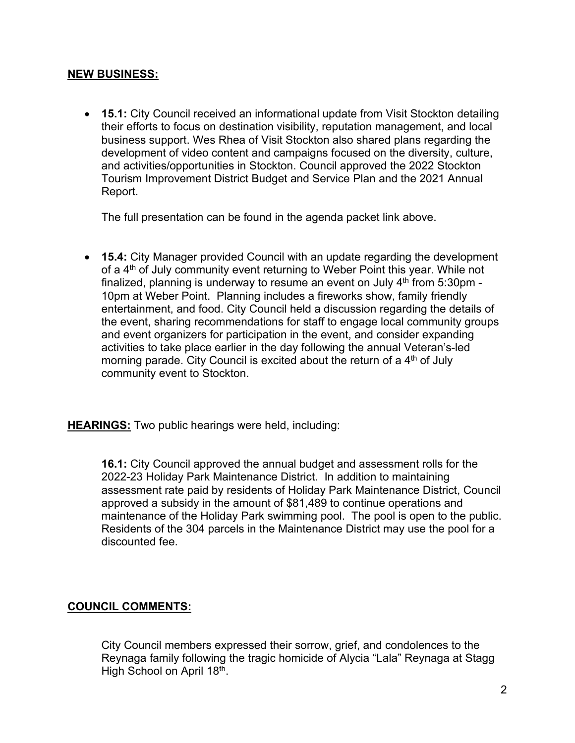**NEW BUSINESS:**

- **15.1:** City Council received an informational update from Visit Stockton detailing their efforts to focus on destination visibility, reputation management, and local business support. Wes Rhea of Visit Stockton also shared plans regarding the development of video content and campaigns focused on the diversity, culture, and activities/opportunities in Stockton. Council approved the 2022 Stockton Tourism Improvement District Budget and Service Plan and the 2021 Annual Report.

  The full presentation can be found in the agenda packet link above.

- **15.4:** City Manager provided Council with an update regarding the development of a 4th of July community event returning to Weber Point this year. While not finalized, planning is underway to resume an event on July 4th from 5:30pm - 10pm at Weber Point. Planning includes a fireworks show, family friendly entertainment, and food. City Council held a discussion regarding the details of the event, sharing recommendations for staff to engage local community groups and event organizers for participation in the event, and consider expanding activities to take place earlier in the day following the annual Veteran's-led morning parade. City Council is excited about the return of a 4th of July community event to Stockton.

**HEARINGS:** Two public hearings were held, including:

**16.1:** City Council approved the annual budget and assessment rolls for the 2022-23 Holiday Park Maintenance District. In addition to maintaining assessment rate paid by residents of Holiday Park Maintenance District, Council approved a subsidy in the amount of $81,489 to continue operations and maintenance of the Holiday Park swimming pool. The pool is open to the public. Residents of the 304 parcels in the Maintenance District may use the pool for a discounted fee.

**COUNCIL COMMENTS:**

City Council members expressed their sorrow, grief, and condolences to the Reynaga family following the tragic homicide of Alycia "Lala" Reynaga at Stagg High School on April 18th.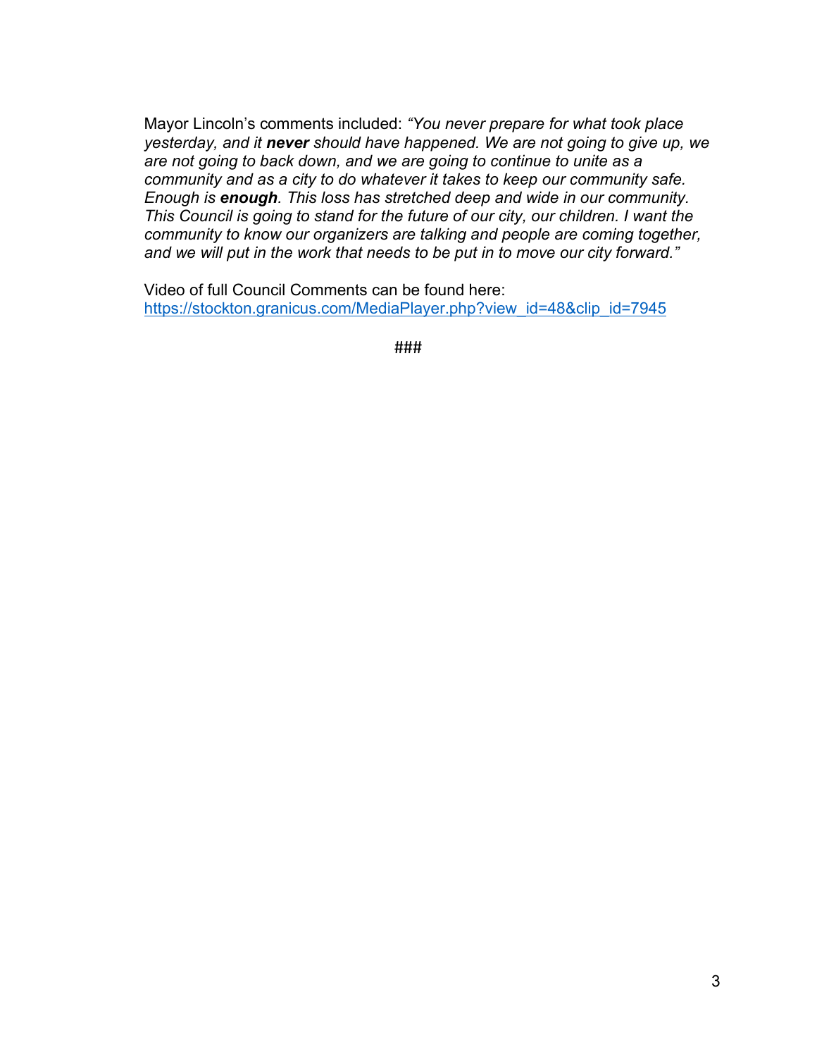Mayor Lincoln's comments included: *"You never prepare for what took place yesterday, and it **never** should have happened. We are not going to give up, we are not going to back down, and we are going to continue to unite as a community and as a city to do whatever it takes to keep our community safe. Enough is **enough**. This loss has stretched deep and wide in our community. This Council is going to stand for the future of our city, our children. I want the community to know our organizers are talking and people are coming together, and we will put in the work that needs to be put in to move our city forward."*

Video of full Council Comments can be found here:
https://stockton.granicus.com/MediaPlayer.php?view_id=48&clip_id=7945

###